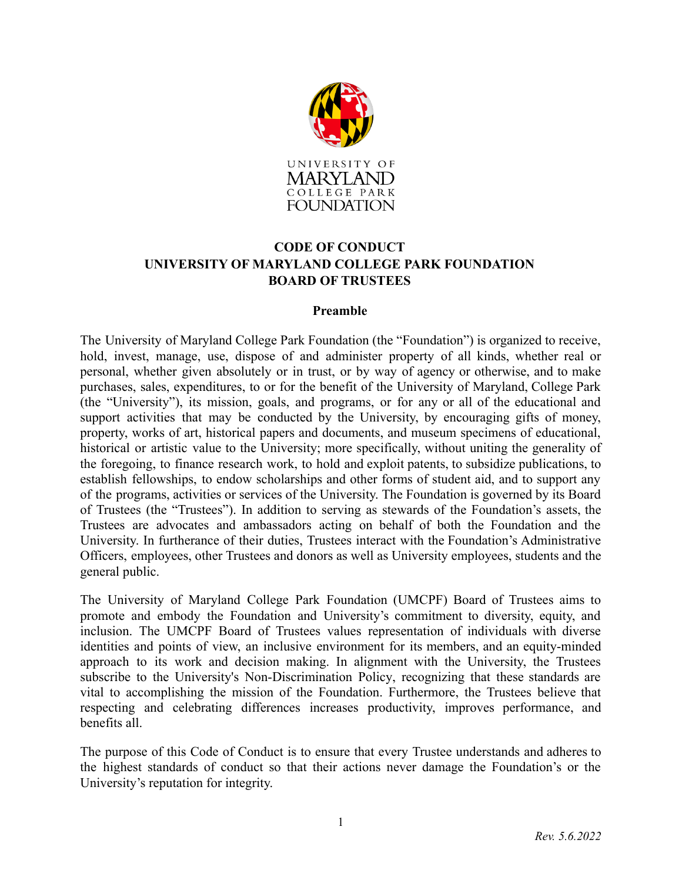# CODE OF CONDUCT
# UNIVERSITY OF MARYLAND COLLEGE PARK FOUNDATION
# BOARD OF TRUSTEES

## Preamble

The University of Maryland College Park Foundation (the "Foundation") is organized to receive, hold, invest, manage, use, dispose of and administer property of all kinds, whether real or personal, whether given absolutely or in trust, or by way of agency or otherwise, and to make purchases, sales, expenditures, to or for the benefit of the University of Maryland, College Park (the "University"), its mission, goals, and programs, or for any or all of the educational and support activities that may be conducted by the University, by encouraging gifts of money, property, works of art, historical papers and documents, and museum specimens of educational, historical or artistic value to the University; more specifically, without uniting the generality of the foregoing, to finance research work, to hold and exploit patents, to subsidize publications, to establish fellowships, to endow scholarships and other forms of student aid, and to support any of the programs, activities or services of the University. The Foundation is governed by its Board of Trustees (the "Trustees"). In addition to serving as stewards of the Foundation's assets, the Trustees are advocates and ambassadors acting on behalf of both the Foundation and the University. In furtherance of their duties, Trustees interact with the Foundation's Administrative Officers, employees, other Trustees and donors as well as University employees, students and the general public.

The University of Maryland College Park Foundation (UMCPF) Board of Trustees aims to promote and embody the Foundation and University's commitment to diversity, equity, and inclusion. The UMCPF Board of Trustees values representation of individuals with diverse identities and points of view, an inclusive environment for its members, and an equity-minded approach to its work and decision making. In alignment with the University, the Trustees subscribe to the University's Non-Discrimination Policy, recognizing that these standards are vital to accomplishing the mission of the Foundation. Furthermore, the Trustees believe that respecting and celebrating differences increases productivity, improves performance, and benefits all.

The purpose of this Code of Conduct is to ensure that every Trustee understands and adheres to the highest standards of conduct so that their actions never damage the Foundation's or the University's reputation for integrity.

*Rev. 5.6.2022*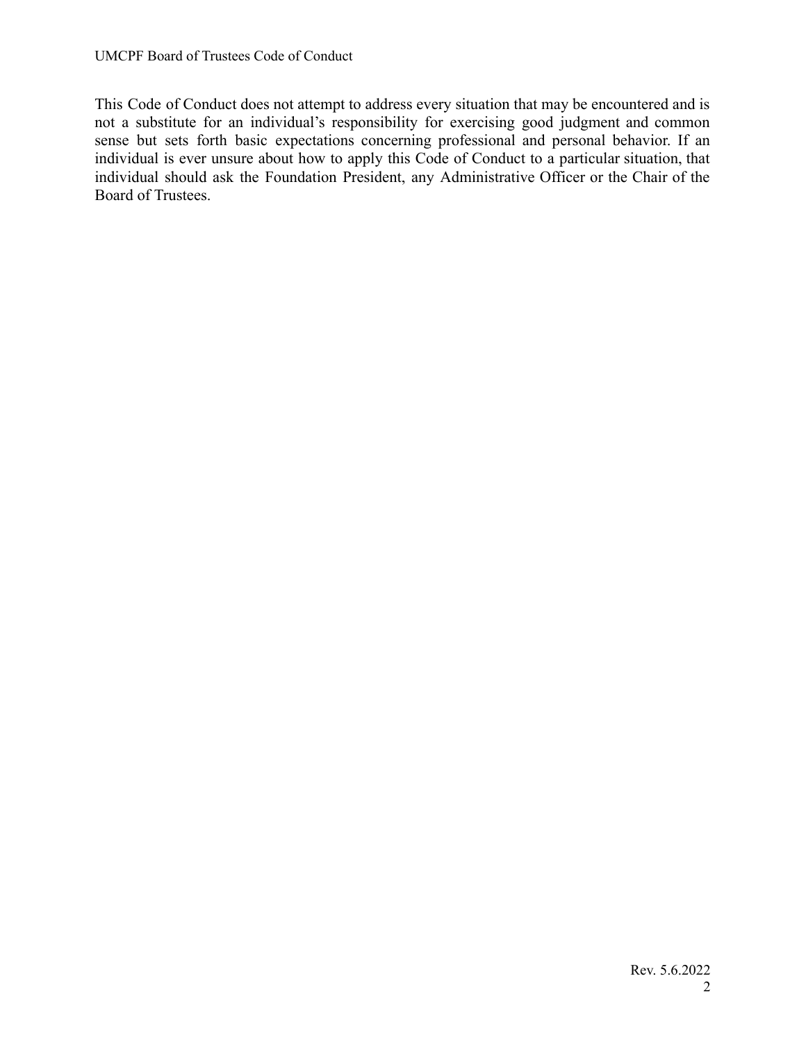This Code of Conduct does not attempt to address every situation that may be encountered and is not a substitute for an individual's responsibility for exercising good judgment and common sense but sets forth basic expectations concerning professional and personal behavior. If an individual is ever unsure about how to apply this Code of Conduct to a particular situation, that individual should ask the Foundation President, any Administrative Officer or the Chair of the Board of Trustees.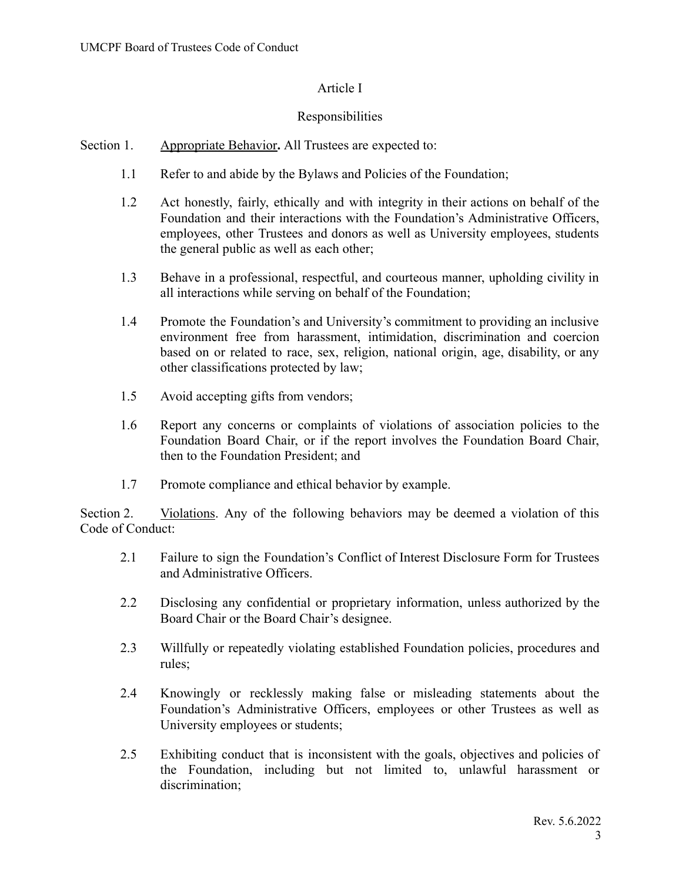## Article I

## Responsibilities

Section 1. <u>Appropriate Behavior</u>**.** All Trustees are expected to:

1.1 Refer to and abide by the Bylaws and Policies of the Foundation;

1.2 Act honestly, fairly, ethically and with integrity in their actions on behalf of the Foundation and their interactions with the Foundation's Administrative Officers, employees, other Trustees and donors as well as University employees, students the general public as well as each other;

1.3 Behave in a professional, respectful, and courteous manner, upholding civility in all interactions while serving on behalf of the Foundation;

1.4 Promote the Foundation's and University's commitment to providing an inclusive environment free from harassment, intimidation, discrimination and coercion based on or related to race, sex, religion, national origin, age, disability, or any other classifications protected by law;

1.5 Avoid accepting gifts from vendors;

1.6 Report any concerns or complaints of violations of association policies to the Foundation Board Chair, or if the report involves the Foundation Board Chair, then to the Foundation President; and

1.7 Promote compliance and ethical behavior by example.

Section 2. <u>Violations</u>. Any of the following behaviors may be deemed a violation of this Code of Conduct:

2.1 Failure to sign the Foundation's Conflict of Interest Disclosure Form for Trustees and Administrative Officers.

2.2 Disclosing any confidential or proprietary information, unless authorized by the Board Chair or the Board Chair's designee.

2.3 Willfully or repeatedly violating established Foundation policies, procedures and rules;

2.4 Knowingly or recklessly making false or misleading statements about the Foundation's Administrative Officers, employees or other Trustees as well as University employees or students;

2.5 Exhibiting conduct that is inconsistent with the goals, objectives and policies of the Foundation, including but not limited to, unlawful harassment or discrimination;

Rev. 5.6.2022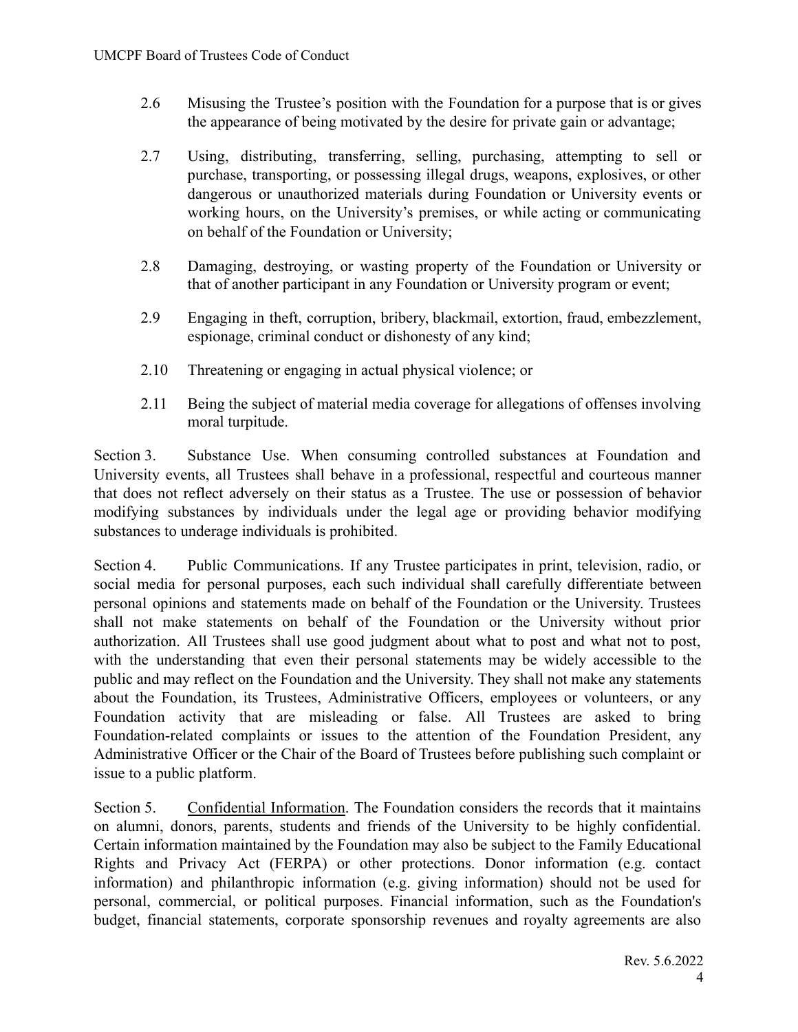2.6 Misusing the Trustee's position with the Foundation for a purpose that is or gives the appearance of being motivated by the desire for private gain or advantage;

2.7 Using, distributing, transferring, selling, purchasing, attempting to sell or purchase, transporting, or possessing illegal drugs, weapons, explosives, or other dangerous or unauthorized materials during Foundation or University events or working hours, on the University's premises, or while acting or communicating on behalf of the Foundation or University;

2.8 Damaging, destroying, or wasting property of the Foundation or University or that of another participant in any Foundation or University program or event;

2.9 Engaging in theft, corruption, bribery, blackmail, extortion, fraud, embezzlement, espionage, criminal conduct or dishonesty of any kind;

2.10 Threatening or engaging in actual physical violence; or

2.11 Being the subject of material media coverage for allegations of offenses involving moral turpitude.

Section 3. Substance Use. When consuming controlled substances at Foundation and University events, all Trustees shall behave in a professional, respectful and courteous manner that does not reflect adversely on their status as a Trustee. The use or possession of behavior modifying substances by individuals under the legal age or providing behavior modifying substances to underage individuals is prohibited.

Section 4. Public Communications. If any Trustee participates in print, television, radio, or social media for personal purposes, each such individual shall carefully differentiate between personal opinions and statements made on behalf of the Foundation or the University. Trustees shall not make statements on behalf of the Foundation or the University without prior authorization. All Trustees shall use good judgment about what to post and what not to post, with the understanding that even their personal statements may be widely accessible to the public and may reflect on the Foundation and the University. They shall not make any statements about the Foundation, its Trustees, Administrative Officers, employees or volunteers, or any Foundation activity that are misleading or false. All Trustees are asked to bring Foundation-related complaints or issues to the attention of the Foundation President, any Administrative Officer or the Chair of the Board of Trustees before publishing such complaint or issue to a public platform.

Section 5. Confidential Information. The Foundation considers the records that it maintains on alumni, donors, parents, students and friends of the University to be highly confidential. Certain information maintained by the Foundation may also be subject to the Family Educational Rights and Privacy Act (FERPA) or other protections. Donor information (e.g. contact information) and philanthropic information (e.g. giving information) should not be used for personal, commercial, or political purposes. Financial information, such as the Foundation's budget, financial statements, corporate sponsorship revenues and royalty agreements are also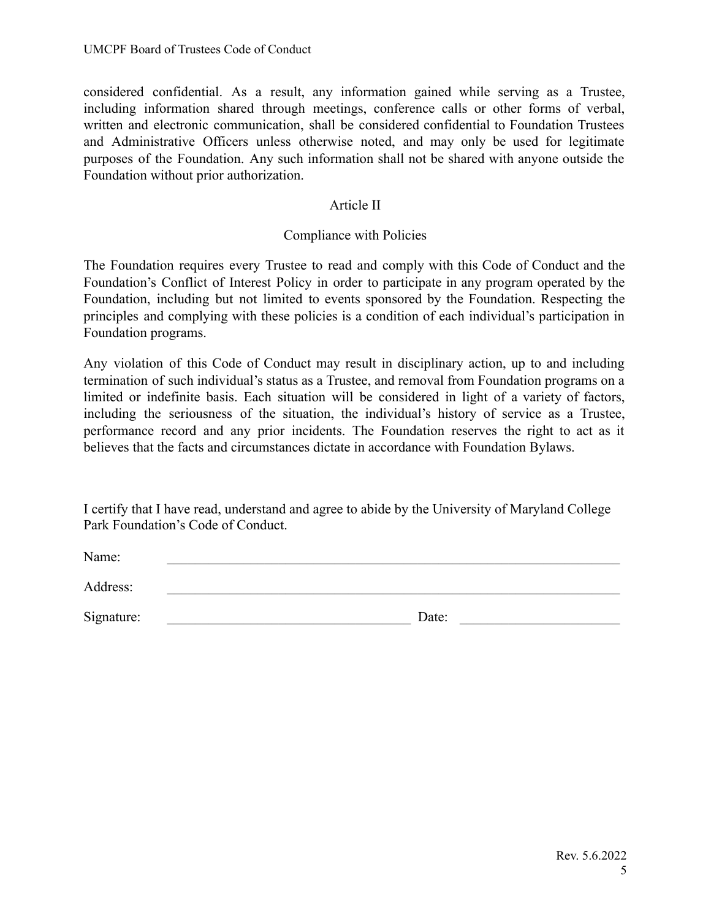considered confidential. As a result, any information gained while serving as a Trustee, including information shared through meetings, conference calls or other forms of verbal, written and electronic communication, shall be considered confidential to Foundation Trustees and Administrative Officers unless otherwise noted, and may only be used for legitimate purposes of the Foundation. Any such information shall not be shared with anyone outside the Foundation without prior authorization.

## Article II

## Compliance with Policies

The Foundation requires every Trustee to read and comply with this Code of Conduct and the Foundation's Conflict of Interest Policy in order to participate in any program operated by the Foundation, including but not limited to events sponsored by the Foundation. Respecting the principles and complying with these policies is a condition of each individual's participation in Foundation programs.

Any violation of this Code of Conduct may result in disciplinary action, up to and including termination of such individual's status as a Trustee, and removal from Foundation programs on a limited or indefinite basis. Each situation will be considered in light of a variety of factors, including the seriousness of the situation, the individual's history of service as a Trustee, performance record and any prior incidents. The Foundation reserves the right to act as it believes that the facts and circumstances dictate in accordance with Foundation Bylaws.

I certify that I have read, understand and agree to abide by the University of Maryland College Park Foundation's Code of Conduct.

Name: ____________________________________________________________________

Address: ____________________________________________________________________

Signature: ____________________________________ Date: _______________________

Rev. 5.6.2022